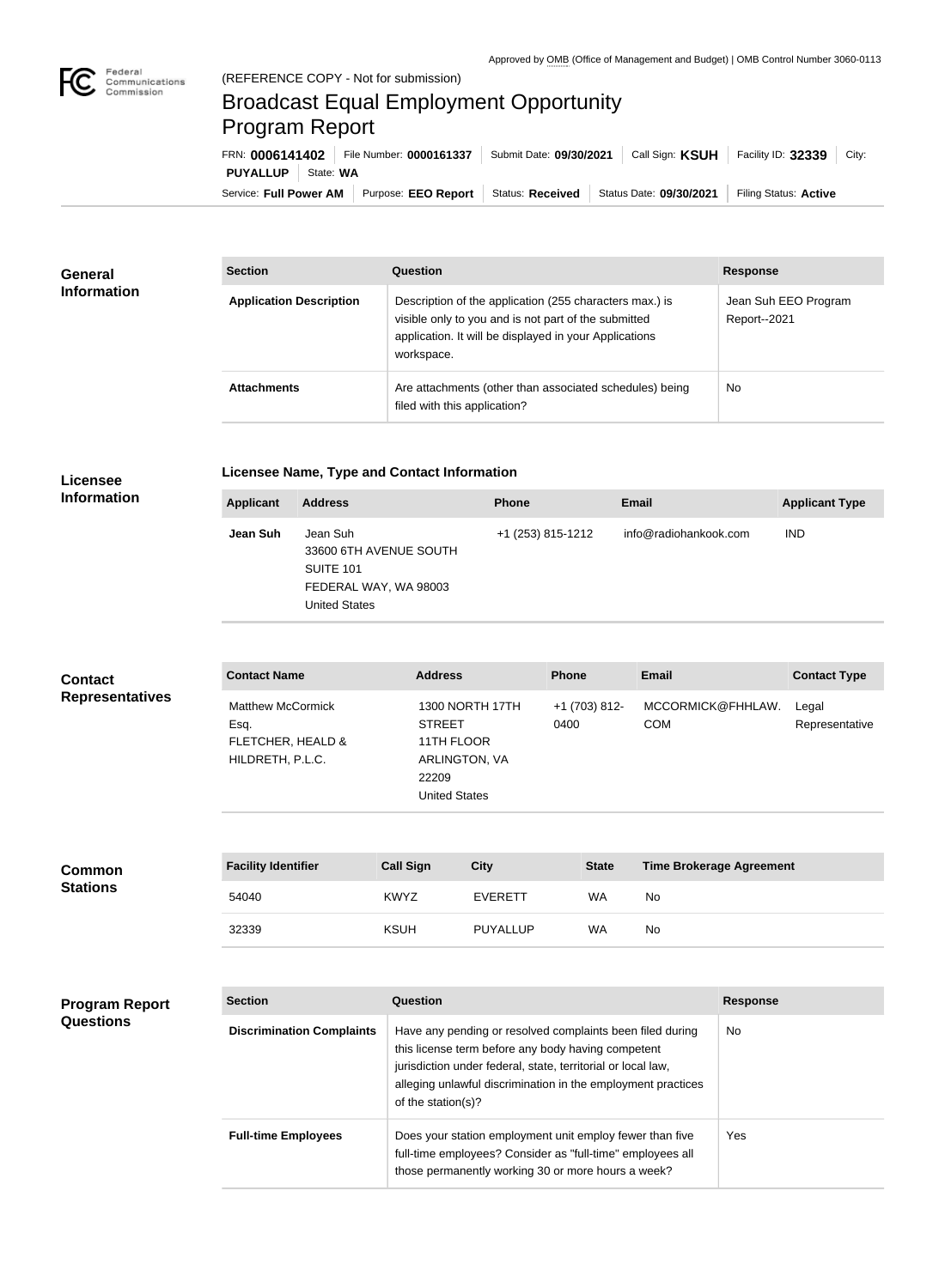Approved by OMB (Office of Management and Budget) | OMB Control Number 3060-0113

(REFERENCE COPY - Not for submission)

# Broadcast Equal Employment Opportunity Program Report

FRN: **0006141402** | File Number: **0000161337** | Submit Date: **09/30/2021** | Call Sign: **KSUH** | Facility ID: **32339** | City: **PUYALLUP** | State: **WA**

Service: **Full Power AM** | Purpose: **EEO Report** | Status: **Received** | Status Date: **09/30/2021** | Filing Status: **Active**

## General Information

| Section | Question | Response |
| --- | --- | --- |
| **Application Description** | Description of the application (255 characters max.) is visible only to you and is not part of the submitted application. It will be displayed in your Applications workspace. | Jean Suh EEO Program Report--2021 |
| **Attachments** | Are attachments (other than associated schedules) being filed with this application? | No |

## Licensee Information

### Licensee Name, Type and Contact Information

| Applicant | Address | Phone | Email | Applicant Type |
| --- | --- | --- | --- | --- |
| **Jean Suh** | Jean Suh<br>33600 6TH AVENUE SOUTH<br>SUITE 101<br>FEDERAL WAY, WA 98003<br>United States | +1 (253) 815-1212 | info@radiohankook.com | IND |

## Contact Representatives

| Contact Name | Address | Phone | Email | Contact Type |
| --- | --- | --- | --- | --- |
| Matthew McCormick Esq.<br>FLETCHER, HEALD & HILDRETH, P.L.C. | 1300 NORTH 17TH STREET<br>11TH FLOOR<br>ARLINGTON, VA 22209<br>United States | +1 (703) 812-0400 | MCCORMICK@FHHLAW.COM | Legal Representative |

## Common Stations

| Facility Identifier | Call Sign | City | State | Time Brokerage Agreement |
| --- | --- | --- | --- | --- |
| 54040 | KWYZ | EVERETT | WA | No |
| 32339 | KSUH | PUYALLUP | WA | No |

## Program Report Questions

| Section | Question | Response |
| --- | --- | --- |
| **Discrimination Complaints** | Have any pending or resolved complaints been filed during this license term before any body having competent jurisdiction under federal, state, territorial or local law, alleging unlawful discrimination in the employment practices of the station(s)? | No |
| **Full-time Employees** | Does your station employment unit employ fewer than five full-time employees? Consider as "full-time" employees all those permanently working 30 or more hours a week? | Yes |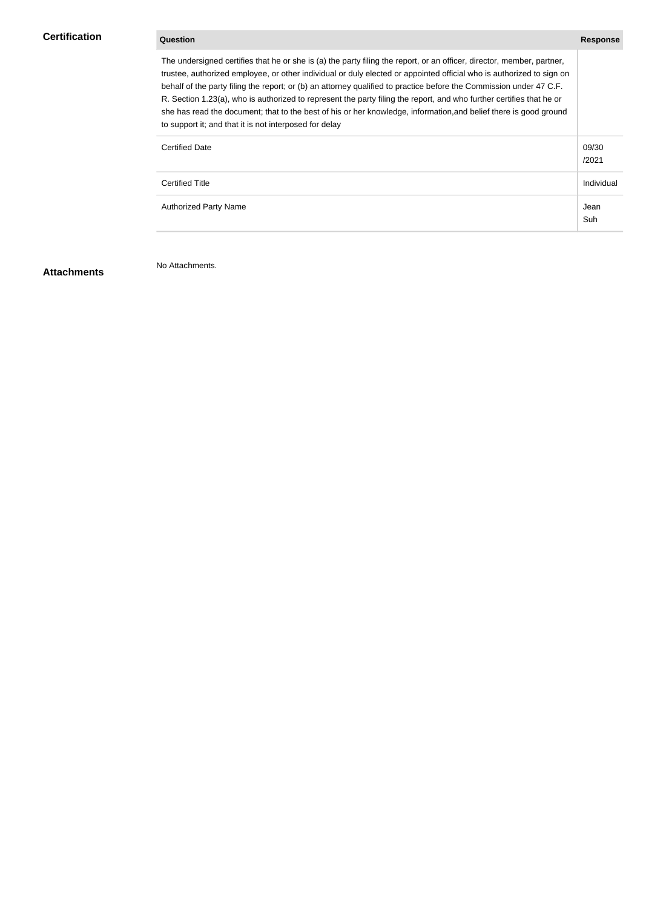## Certification

| Question | Response |
| --- | --- |
| The undersigned certifies that he or she is (a) the party filing the report, or an officer, director, member, partner, trustee, authorized employee, or other individual or duly elected or appointed official who is authorized to sign on behalf of the party filing the report; or (b) an attorney qualified to practice before the Commission under 47 C.F. R. Section 1.23(a), who is authorized to represent the party filing the report, and who further certifies that he or she has read the document; that to the best of his or her knowledge, information,and belief there is good ground to support it; and that it is not interposed for delay | |
| Certified Date | 09/30/2021 |
| Certified Title | Individual |
| Authorized Party Name | Jean Suh |

## Attachments

No Attachments.